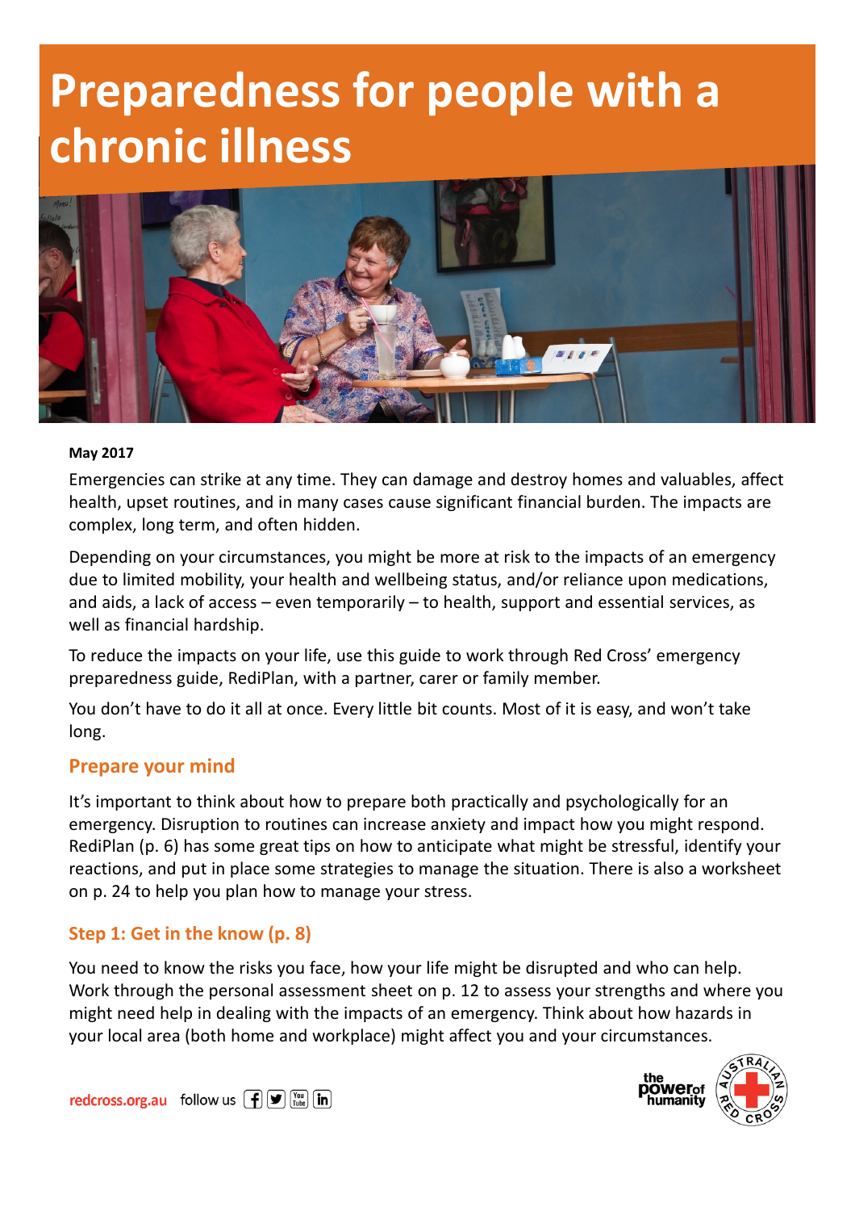# Preparedness for people with a chronic illness

**May 2017**

Emergencies can strike at any time. They can damage and destroy homes and valuables, affect health, upset routines, and in many cases cause significant financial burden. The impacts are complex, long term, and often hidden.

Depending on your circumstances, you might be more at risk to the impacts of an emergency due to limited mobility, your health and wellbeing status, and/or reliance upon medications, and aids, a lack of access – even temporarily – to health, support and essential services, as well as financial hardship.

To reduce the impacts on your life, use this guide to work through Red Cross' emergency preparedness guide, RediPlan, with a partner, carer or family member.

You don't have to do it all at once. Every little bit counts. Most of it is easy, and won't take long.

## Prepare your mind

It's important to think about how to prepare both practically and psychologically for an emergency. Disruption to routines can increase anxiety and impact how you might respond. RediPlan (p. 6) has some great tips on how to anticipate what might be stressful, identify your reactions, and put in place some strategies to manage the situation. There is also a worksheet on p. 24 to help you plan how to manage your stress.

## Step 1: Get in the know (p. 8)

You need to know the risks you face, how your life might be disrupted and who can help. Work through the personal assessment sheet on p. 12 to assess your strengths and where you might need help in dealing with the impacts of an emergency. Think about how hazards in your local area (both home and workplace) might affect you and your circumstances.

redcross.org.au follow us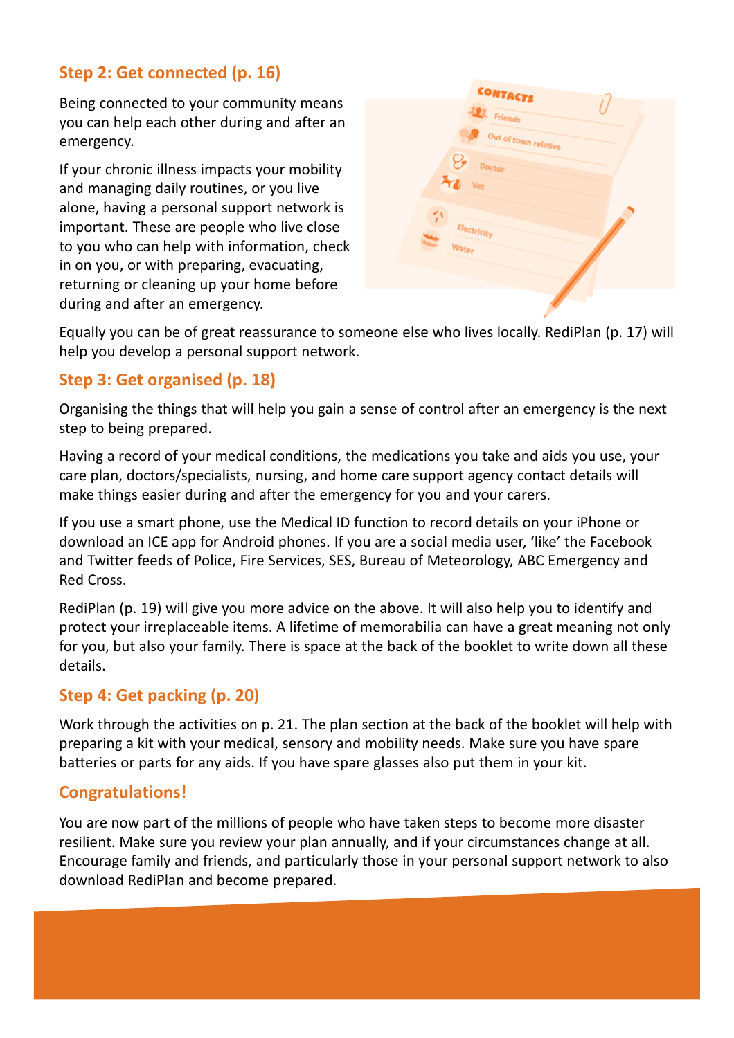## Step 2: Get connected (p. 16)

Being connected to your community means you can help each other during and after an emergency.

If your chronic illness impacts your mobility and managing daily routines, or you live alone, having a personal support network is important. These are people who live close to you who can help with information, check in on you, or with preparing, evacuating, returning or cleaning up your home before during and after an emergency.

Equally you can be of great reassurance to someone else who lives locally. RediPlan (p. 17) will help you develop a personal support network.

## Step 3: Get organised (p. 18)

Organising the things that will help you gain a sense of control after an emergency is the next step to being prepared.

Having a record of your medical conditions, the medications you take and aids you use, your care plan, doctors/specialists, nursing, and home care support agency contact details will make things easier during and after the emergency for you and your carers.

If you use a smart phone, use the Medical ID function to record details on your iPhone or download an ICE app for Android phones. If you are a social media user, 'like' the Facebook and Twitter feeds of Police, Fire Services, SES, Bureau of Meteorology, ABC Emergency and Red Cross.

RediPlan (p. 19) will give you more advice on the above. It will also help you to identify and protect your irreplaceable items. A lifetime of memorabilia can have a great meaning not only for you, but also your family. There is space at the back of the booklet to write down all these details.

## Step 4: Get packing (p. 20)

Work through the activities on p. 21. The plan section at the back of the booklet will help with preparing a kit with your medical, sensory and mobility needs. Make sure you have spare batteries or parts for any aids. If you have spare glasses also put them in your kit.

## Congratulations!

You are now part of the millions of people who have taken steps to become more disaster resilient. Make sure you review your plan annually, and if your circumstances change at all. Encourage family and friends, and particularly those in your personal support network to also download RediPlan and become prepared.